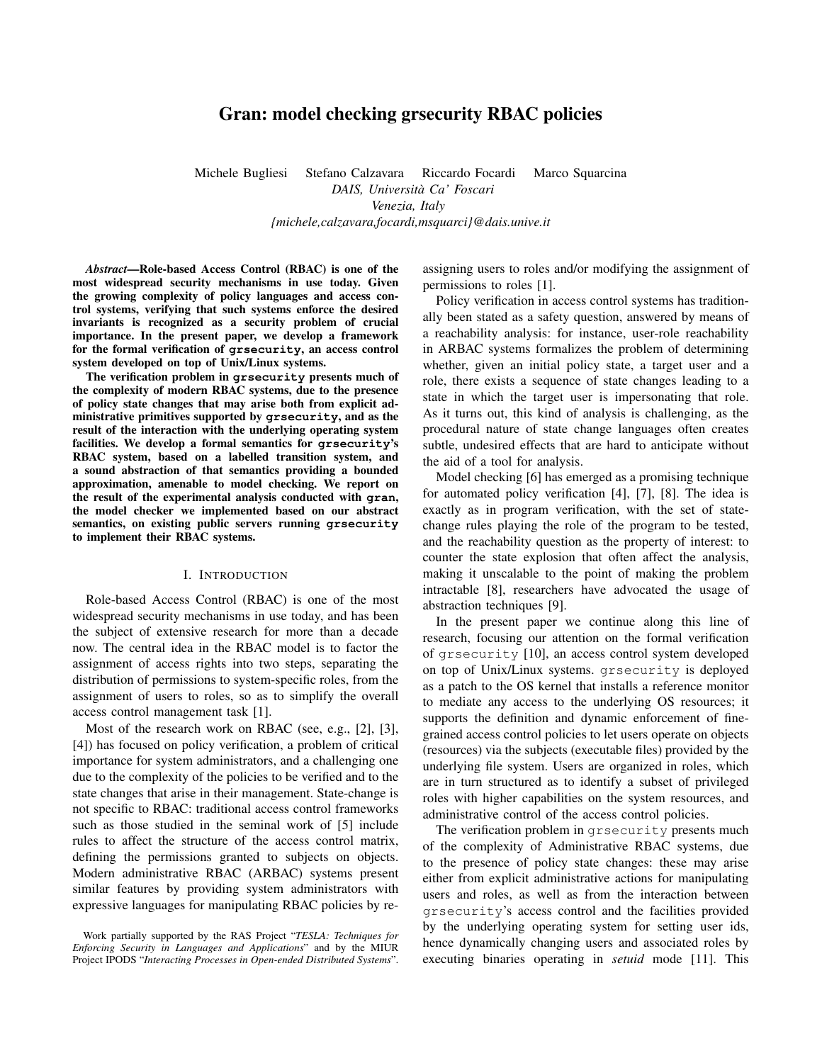# Gran: model checking grsecurity RBAC policies

Michele Bugliesi     Stefano Calzavara     Riccardo Focardi     Marco Squarcina

*DAIS, Università Ca' Foscari*
*Venezia, Italy*
*{michele,calzavara,focardi,msquarci}@dais.unive.it*

***Abstract*—Role-based Access Control (RBAC) is one of the most widespread security mechanisms in use today. Given the growing complexity of policy languages and access control systems, verifying that such systems enforce the desired invariants is recognized as a security problem of crucial importance. In the present paper, we develop a framework for the formal verification of `grsecurity`, an access control system developed on top of Unix/Linux systems.**

**The verification problem in `grsecurity` presents much of the complexity of modern RBAC systems, due to the presence of policy state changes that may arise both from explicit administrative primitives supported by `grsecurity`, and as the result of the interaction with the underlying operating system facilities. We develop a formal semantics for `grsecurity`'s RBAC system, based on a labelled transition system, and a sound abstraction of that semantics providing a bounded approximation, amenable to model checking. We report on the result of the experimental analysis conducted with `gran`, the model checker we implemented based on our abstract semantics, on existing public servers running `grsecurity` to implement their RBAC systems.**

## I. Introduction

Role-based Access Control (RBAC) is one of the most widespread security mechanisms in use today, and has been the subject of extensive research for more than a decade now. The central idea in the RBAC model is to factor the assignment of access rights into two steps, separating the distribution of permissions to system-specific roles, from the assignment of users to roles, so as to simplify the overall access control management task [1].

Most of the research work on RBAC (see, e.g., [2], [3], [4]) has focused on policy verification, a problem of critical importance for system administrators, and a challenging one due to the complexity of the policies to be verified and to the state changes that arise in their management. State-change is not specific to RBAC: traditional access control frameworks such as those studied in the seminal work of [5] include rules to affect the structure of the access control matrix, defining the permissions granted to subjects on objects. Modern administrative RBAC (ARBAC) systems present similar features by providing system administrators with expressive languages for manipulating RBAC policies by reassigning users to roles and/or modifying the assignment of permissions to roles [1].

Policy verification in access control systems has traditionally been stated as a safety question, answered by means of a reachability analysis: for instance, user-role reachability in ARBAC systems formalizes the problem of determining whether, given an initial policy state, a target user and a role, there exists a sequence of state changes leading to a state in which the target user is impersonating that role. As it turns out, this kind of analysis is challenging, as the procedural nature of state change languages often creates subtle, undesired effects that are hard to anticipate without the aid of a tool for analysis.

Model checking [6] has emerged as a promising technique for automated policy verification [4], [7], [8]. The idea is exactly as in program verification, with the set of state-change rules playing the role of the program to be tested, and the reachability question as the property of interest: to counter the state explosion that often affect the analysis, making it unscalable to the point of making the problem intractable [8], researchers have advocated the usage of abstraction techniques [9].

In the present paper we continue along this line of research, focusing our attention on the formal verification of `grsecurity` [10], an access control system developed on top of Unix/Linux systems. `grsecurity` is deployed as a patch to the OS kernel that installs a reference monitor to mediate any access to the underlying OS resources; it supports the definition and dynamic enforcement of fine-grained access control policies to let users operate on objects (resources) via the subjects (executable files) provided by the underlying file system. Users are organized in roles, which are in turn structured as to identify a subset of privileged roles with higher capabilities on the system resources, and administrative control of the access control policies.

The verification problem in `grsecurity` presents much of the complexity of Administrative RBAC systems, due to the presence of policy state changes: these may arise either from explicit administrative actions for manipulating users and roles, as well as from the interaction between `grsecurity`'s access control and the facilities provided by the underlying operating system for setting user ids, hence dynamically changing users and associated roles by executing binaries operating in *setuid* mode [11]. This

Work partially supported by the RAS Project "*TESLA: Techniques for Enforcing Security in Languages and Applications*" and by the MIUR Project IPODS "*Interacting Processes in Open-ended Distributed Systems*".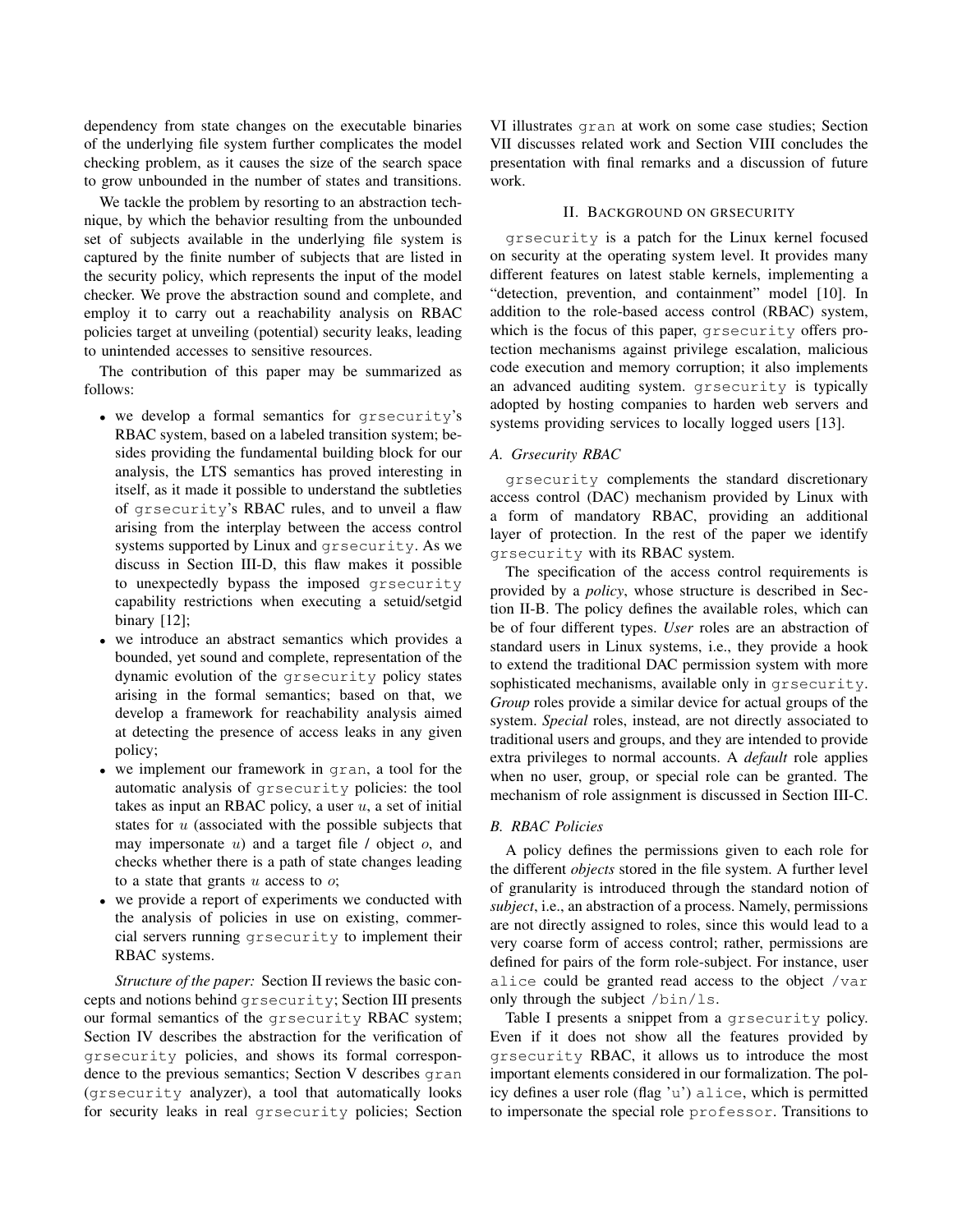dependency from state changes on the executable binaries of the underlying file system further complicates the model checking problem, as it causes the size of the search space to grow unbounded in the number of states and transitions.

We tackle the problem by resorting to an abstraction technique, by which the behavior resulting from the unbounded set of subjects available in the underlying file system is captured by the finite number of subjects that are listed in the security policy, which represents the input of the model checker. We prove the abstraction sound and complete, and employ it to carry out a reachability analysis on RBAC policies target at unveiling (potential) security leaks, leading to unintended accesses to sensitive resources.

The contribution of this paper may be summarized as follows:

- we develop a formal semantics for `grsecurity`'s RBAC system, based on a labeled transition system; besides providing the fundamental building block for our analysis, the LTS semantics has proved interesting in itself, as it made it possible to understand the subtleties of `grsecurity`'s RBAC rules, and to unveil a flaw arising from the interplay between the access control systems supported by Linux and `grsecurity`. As we discuss in Section III-D, this flaw makes it possible to unexpectedly bypass the imposed `grsecurity` capability restrictions when executing a setuid/setgid binary [12];
- we introduce an abstract semantics which provides a bounded, yet sound and complete, representation of the dynamic evolution of the `grsecurity` policy states arising in the formal semantics; based on that, we develop a framework for reachability analysis aimed at detecting the presence of access leaks in any given policy;
- we implement our framework in `gran`, a tool for the automatic analysis of `grsecurity` policies: the tool takes as input an RBAC policy, a user $u$, a set of initial states for $u$ (associated with the possible subjects that may impersonate $u$) and a target file / object $o$, and checks whether there is a path of state changes leading to a state that grants $u$ access to $o$;
- we provide a report of experiments we conducted with the analysis of policies in use on existing, commercial servers running `grsecurity` to implement their RBAC systems.

*Structure of the paper:* Section II reviews the basic concepts and notions behind `grsecurity`; Section III presents our formal semantics of the `grsecurity` RBAC system; Section IV describes the abstraction for the verification of `grsecurity` policies, and shows its formal correspondence to the previous semantics; Section V describes `gran` (`grsecurity` analyzer), a tool that automatically looks for security leaks in real `grsecurity` policies; Section VI illustrates `gran` at work on some case studies; Section VII discusses related work and Section VIII concludes the presentation with final remarks and a discussion of future work.

## II. Background on grsecurity

`grsecurity` is a patch for the Linux kernel focused on security at the operating system level. It provides many different features on latest stable kernels, implementing a "detection, prevention, and containment" model [10]. In addition to the role-based access control (RBAC) system, which is the focus of this paper, `grsecurity` offers protection mechanisms against privilege escalation, malicious code execution and memory corruption; it also implements an advanced auditing system. `grsecurity` is typically adopted by hosting companies to harden web servers and systems providing services to locally logged users [13].

### A. Grsecurity RBAC

`grsecurity` complements the standard discretionary access control (DAC) mechanism provided by Linux with a form of mandatory RBAC, providing an additional layer of protection. In the rest of the paper we identify `grsecurity` with its RBAC system.

The specification of the access control requirements is provided by a *policy*, whose structure is described in Section II-B. The policy defines the available roles, which can be of four different types. *User* roles are an abstraction of standard users in Linux systems, i.e., they provide a hook to extend the traditional DAC permission system with more sophisticated mechanisms, available only in `grsecurity`. *Group* roles provide a similar device for actual groups of the system. *Special* roles, instead, are not directly associated to traditional users and groups, and they are intended to provide extra privileges to normal accounts. A *default* role applies when no user, group, or special role can be granted. The mechanism of role assignment is discussed in Section III-C.

### B. RBAC Policies

A policy defines the permissions given to each role for the different *objects* stored in the file system. A further level of granularity is introduced through the standard notion of *subject*, i.e., an abstraction of a process. Namely, permissions are not directly assigned to roles, since this would lead to a very coarse form of access control; rather, permissions are defined for pairs of the form role-subject. For instance, user `alice` could be granted read access to the object `/var` only through the subject `/bin/ls`.

Table I presents a snippet from a `grsecurity` policy. Even if it does not show all the features provided by `grsecurity` RBAC, it allows us to introduce the most important elements considered in our formalization. The policy defines a user role (flag 'u') `alice`, which is permitted to impersonate the special role `professor`. Transitions to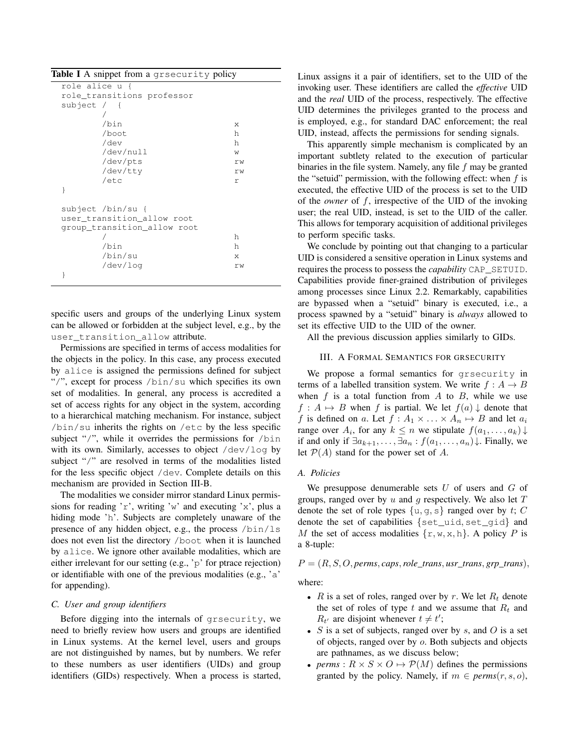**Table I** A snippet from a grsecurity policy

```
role alice u {
role_transitions professor
subject /  {
        /
        /bin                          x
        /boot                         h
        /dev                          h
        /dev/null                     w
        /dev/pts                      rw
        /dev/tty                      rw
        /etc                          r
}

subject /bin/su {
user_transition_allow root
group_transition_allow root
        /                             h
        /bin                          h
        /bin/su                       x
        /dev/log                      rw
}
```

specific users and groups of the underlying Linux system can be allowed or forbidden at the subject level, e.g., by the user_transition_allow attribute.

Permissions are specified in terms of access modalities for the objects in the policy. In this case, any process executed by alice is assigned the permissions defined for subject "/", except for process /bin/su which specifies its own set of modalities. In general, any process is accredited a set of access rights for any object in the system, according to a hierarchical matching mechanism. For instance, subject /bin/su inherits the rights on /etc by the less specific subject "/", while it overrides the permissions for /bin with its own. Similarly, accesses to object /dev/log by subject "/" are resolved in terms of the modalities listed for the less specific object /dev. Complete details on this mechanism are provided in Section III-B.

The modalities we consider mirror standard Linux permissions for reading 'r', writing 'w' and executing 'x', plus a hiding mode 'h'. Subjects are completely unaware of the presence of any hidden object, e.g., the process /bin/ls does not even list the directory /boot when it is launched by alice. We ignore other available modalities, which are either irrelevant for our setting (e.g., 'p' for ptrace rejection) or identifiable with one of the previous modalities (e.g., 'a' for appending).

### C. User and group identifiers

Before digging into the internals of grsecurity, we need to briefly review how users and groups are identified in Linux systems. At the kernel level, users and groups are not distinguished by names, but by numbers. We refer to these numbers as user identifiers (UIDs) and group identifiers (GIDs) respectively. When a process is started, Linux assigns it a pair of identifiers, set to the UID of the invoking user. These identifiers are called the *effective* UID and the *real* UID of the process, respectively. The effective UID determines the privileges granted to the process and is employed, e.g., for standard DAC enforcement; the real UID, instead, affects the permissions for sending signals.

This apparently simple mechanism is complicated by an important subtlety related to the execution of particular binaries in the file system. Namely, any file $f$ may be granted the "setuid" permission, with the following effect: when $f$ is executed, the effective UID of the process is set to the UID of the *owner* of $f$, irrespective of the UID of the invoking user; the real UID, instead, is set to the UID of the caller. This allows for temporary acquisition of additional privileges to perform specific tasks.

We conclude by pointing out that changing to a particular UID is considered a sensitive operation in Linux systems and requires the process to possess the *capability* CAP_SETUID. Capabilities provide finer-grained distribution of privileges among processes since Linux 2.2. Remarkably, capabilities are bypassed when a "setuid" binary is executed, i.e., a process spawned by a "setuid" binary is *always* allowed to set its effective UID to the UID of the owner.

All the previous discussion applies similarly to GIDs.

## III. A Formal Semantics for grsecurity

We propose a formal semantics for grsecurity in terms of a labelled transition system. We write $f : A \rightarrow B$ when $f$ is a total function from $A$ to $B$, while we use $f : A \mapsto B$ when $f$ is partial. We let $f(a)\downarrow$ denote that $f$ is defined on $a$. Let $f : A_1 \times \ldots \times A_n \mapsto B$ and let $a_i$ range over $A_i$, for any $k \leq n$ we stipulate $f(a_1, \ldots, a_k)\downarrow$ if and only if $\exists a_{k+1}, \ldots, \exists a_n : f(a_1, \ldots, a_n)\downarrow$. Finally, we let $\mathcal{P}(A)$ stand for the power set of $A$.

### A. Policies

We presuppose denumerable sets $U$ of users and $G$ of groups, ranged over by $u$ and $g$ respectively. We also let $T$ denote the set of role types $\{\mathtt{u}, \mathtt{g}, \mathtt{s}\}$ ranged over by $t$; $C$ denote the set of capabilities $\{\mathtt{set\_uid}, \mathtt{set\_gid}\}$ and $M$ the set of access modalities $\{\mathtt{r}, \mathtt{w}, \mathtt{x}, \mathtt{h}\}$. A policy $P$ is a 8-tuple:

$$P = (R, S, O, \textit{perms}, \textit{caps}, \textit{role\_trans}, \textit{usr\_trans}, \textit{grp\_trans}),$$

where:

- $R$ is a set of roles, ranged over by $r$. We let $R_t$ denote the set of roles of type $t$ and we assume that $R_t$ and $R_{t'}$ are disjoint whenever $t \neq t'$;
- $S$ is a set of subjects, ranged over by $s$, and $O$ is a set of objects, ranged over by $o$. Both subjects and objects are pathnames, as we discuss below;
- $\textit{perms} : R \times S \times O \mapsto \mathcal{P}(M)$ defines the permissions granted by the policy. Namely, if $m \in \textit{perms}(r, s, o)$,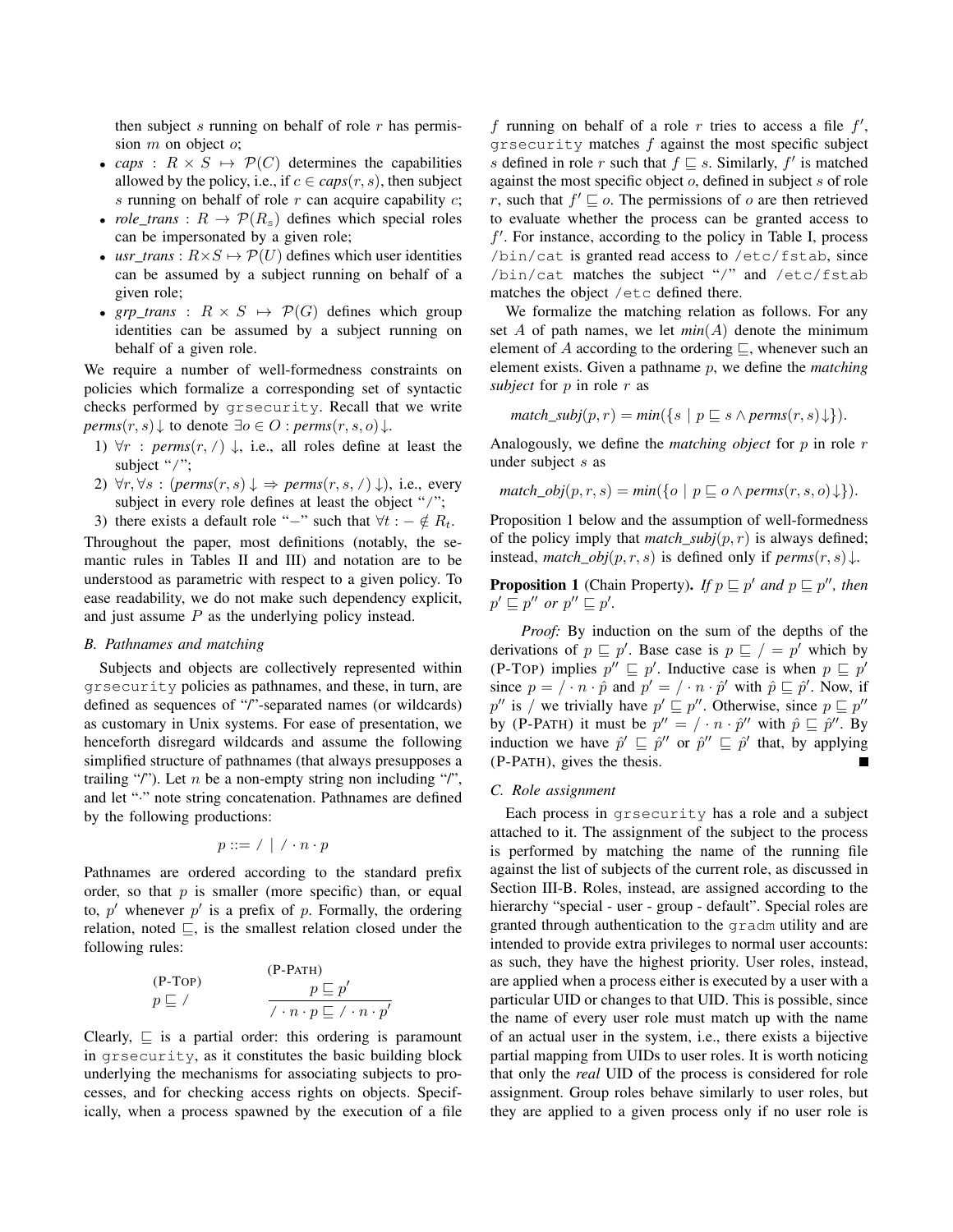then subject $s$ running on behalf of role $r$ has permission $m$ on object $o$;

- *caps* : $R \times S \mapsto \mathcal{P}(C)$ determines the capabilities allowed by the policy, i.e., if $c \in \textit{caps}(r, s)$, then subject $s$ running on behalf of role $r$ can acquire capability $c$;
- *role_trans* : $R \rightarrow \mathcal{P}(R_s)$ defines which special roles can be impersonated by a given role;
- *usr_trans* : $R \times S \mapsto \mathcal{P}(U)$ defines which user identities can be assumed by a subject running on behalf of a given role;
- *grp_trans* : $R \times S \mapsto \mathcal{P}(G)$ defines which group identities can be assumed by a subject running on behalf of a given role.

We require a number of well-formedness constraints on policies which formalize a corresponding set of syntactic checks performed by `grsecurity`. Recall that we write $\textit{perms}(r, s)\downarrow$ to denote $\exists o \in O : \textit{perms}(r, s, o)\downarrow$.

1) $\forall r : \textit{perms}(r, /)\downarrow$, i.e., all roles define at least the subject "/";
2) $\forall r, \forall s : (\textit{perms}(r, s)\downarrow \Rightarrow \textit{perms}(r, s, /)\downarrow)$, i.e., every subject in every role defines at least the object "/";
3) there exists a default role "$-$" such that $\forall t : - \notin R_t$.

Throughout the paper, most definitions (notably, the semantic rules in Tables II and III) and notation are to be understood as parametric with respect to a given policy. To ease readability, we do not make such dependency explicit, and just assume $P$ as the underlying policy instead.

### B. Pathnames and matching

Subjects and objects are collectively represented within `grsecurity` policies as pathnames, and these, in turn, are defined as sequences of "/"-separated names (or wildcards) as customary in Unix systems. For ease of presentation, we henceforth disregard wildcards and assume the following simplified structure of pathnames (that always presupposes a trailing "/"). Let $n$ be a non-empty string non including "/", and let "$\cdot$" note string concatenation. Pathnames are defined by the following productions:

$$p ::= / \mid / \cdot n \cdot p$$

Pathnames are ordered according to the standard prefix order, so that $p$ is smaller (more specific) than, or equal to, $p'$ whenever $p'$ is a prefix of $p$. Formally, the ordering relation, noted $\sqsubseteq$, is the smallest relation closed under the following rules:

$$\text{(P-TOP)}\quad p \sqsubseteq / \qquad\qquad \text{(P-PATH)}\quad \frac{p \sqsubseteq p'}{/ \cdot n \cdot p \sqsubseteq / \cdot n \cdot p'}$$

Clearly, $\sqsubseteq$ is a partial order: this ordering is paramount in `grsecurity`, as it constitutes the basic building block underlying the mechanisms for associating subjects to processes, and for checking access rights on objects. Specifically, when a process spawned by the execution of a file $f$ running on behalf of a role $r$ tries to access a file $f'$, `grsecurity` matches $f$ against the most specific subject $s$ defined in role $r$ such that $f \sqsubseteq s$. Similarly, $f'$ is matched against the most specific object $o$, defined in subject $s$ of role $r$, such that $f' \sqsubseteq o$. The permissions of $o$ are then retrieved to evaluate whether the process can be granted access to $f'$. For instance, according to the policy in Table I, process `/bin/cat` is granted read access to `/etc/fstab`, since `/bin/cat` matches the subject "/" and `/etc/fstab` matches the object `/etc` defined there.

We formalize the matching relation as follows. For any set $A$ of path names, we let $\textit{min}(A)$ denote the minimum element of $A$ according to the ordering $\sqsubseteq$, whenever such an element exists. Given a pathname $p$, we define the *matching subject* for $p$ in role $r$ as

$$\textit{match\_subj}(p, r) = \textit{min}(\{s \mid p \sqsubseteq s \wedge \textit{perms}(r, s)\downarrow\}).$$

Analogously, we define the *matching object* for $p$ in role $r$ under subject $s$ as

$$\textit{match\_obj}(p, r, s) = \textit{min}(\{o \mid p \sqsubseteq o \wedge \textit{perms}(r, s, o)\downarrow\}).$$

Proposition 1 below and the assumption of well-formedness of the policy imply that $\textit{match\_subj}(p, r)$ is always defined; instead, $\textit{match\_obj}(p, r, s)$ is defined only if $\textit{perms}(r, s)\downarrow$.

**Proposition 1** (Chain Property). *If $p \sqsubseteq p'$ and $p \sqsubseteq p''$, then $p' \sqsubseteq p''$ or $p'' \sqsubseteq p'$.*

*Proof:* By induction on the sum of the depths of the derivations of $p \sqsubseteq p'$. Base case is $p \sqsubseteq / = p'$ which by (P-TOP) implies $p'' \sqsubseteq p'$. Inductive case is when $p \sqsubseteq p'$ since $p = / \cdot n \cdot \hat{p}$ and $p' = / \cdot n \cdot \hat{p}'$ with $\hat{p} \sqsubseteq \hat{p}'$. Now, if $p''$ is $/$ we trivially have $p' \sqsubseteq p''$. Otherwise, since $p \sqsubseteq p''$ by (P-PATH) it must be $p'' = / \cdot n \cdot \hat{p}''$ with $\hat{p} \sqsubseteq \hat{p}''$. By induction we have $\hat{p}' \sqsubseteq \hat{p}''$ or $\hat{p}'' \sqsubseteq \hat{p}'$ that, by applying (P-PATH), gives the thesis. ∎

### C. Role assignment

Each process in `grsecurity` has a role and a subject attached to it. The assignment of the subject to the process is performed by matching the name of the running file against the list of subjects of the current role, as discussed in Section III-B. Roles, instead, are assigned according to the hierarchy "special - user - group - default". Special roles are granted through authentication to the `gradm` utility and are intended to provide extra privileges to normal user accounts: as such, they have the highest priority. User roles, instead, are applied when a process either is executed by a user with a particular UID or changes to that UID. This is possible, since the name of every user role must match up with the name of an actual user in the system, i.e., there exists a bijective partial mapping from UIDs to user roles. It is worth noticing that only the *real* UID of the process is considered for role assignment. Group roles behave similarly to user roles, but they are applied to a given process only if no user role is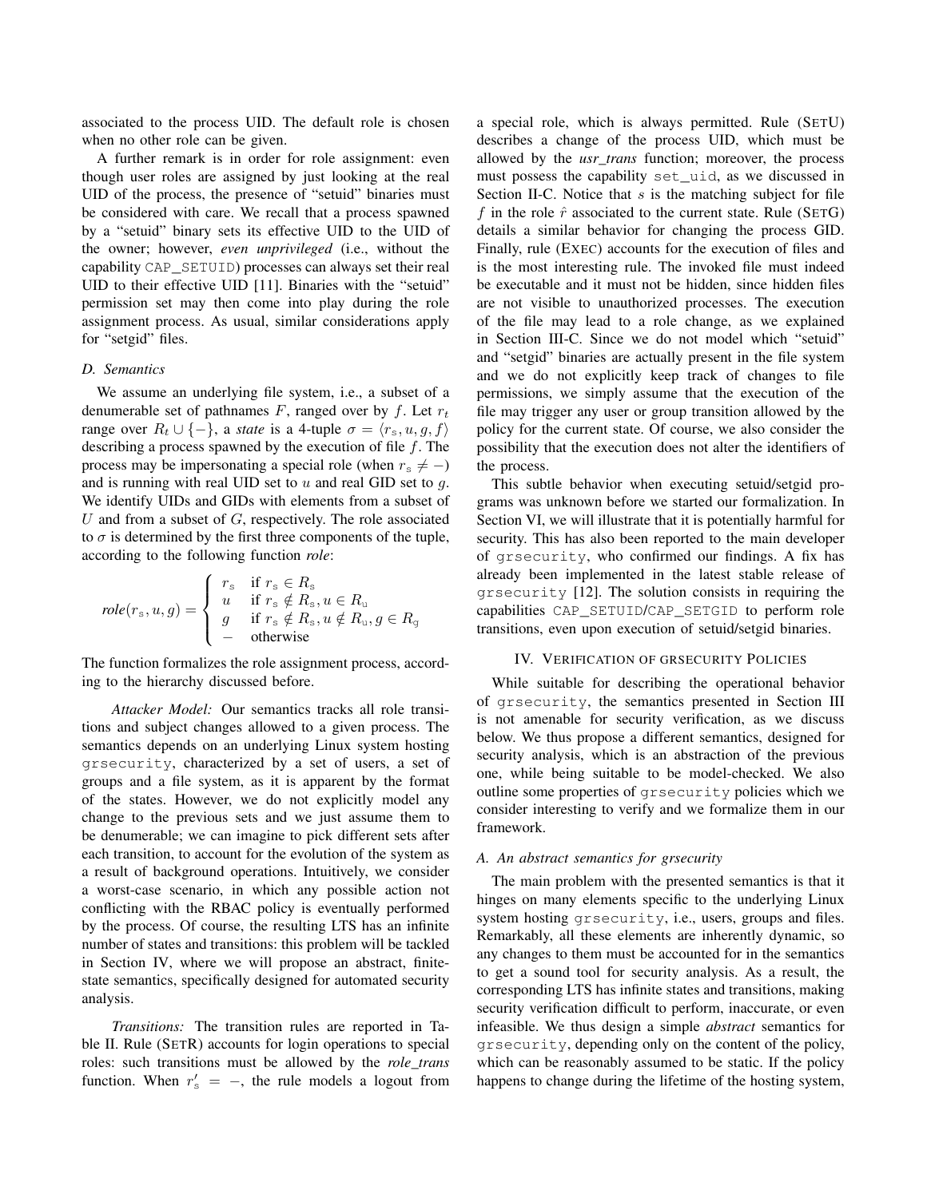associated to the process UID. The default role is chosen when no other role can be given.

A further remark is in order for role assignment: even though user roles are assigned by just looking at the real UID of the process, the presence of "setuid" binaries must be considered with care. We recall that a process spawned by a "setuid" binary sets its effective UID to the UID of the owner; however, *even unprivileged* (i.e., without the capability `CAP_SETUID`) processes can always set their real UID to their effective UID [11]. Binaries with the "setuid" permission set may then come into play during the role assignment process. As usual, similar considerations apply for "setgid" files.

### D. Semantics

We assume an underlying file system, i.e., a subset of a denumerable set of pathnames $F$, ranged over by $f$. Let $r_t$ range over $R_t \cup \{-\}$, a *state* is a 4-tuple $\sigma = \langle r_s, u, g, f \rangle$ describing a process spawned by the execution of file $f$. The process may be impersonating a special role (when $r_s \neq -$) and is running with real UID set to $u$ and real GID set to $g$. We identify UIDs and GIDs with elements from a subset of $U$ and from a subset of $G$, respectively. The role associated to $\sigma$ is determined by the first three components of the tuple, according to the following function *role*:

$$
\textit{role}(r_s, u, g) = \begin{cases} r_s & \text{if } r_s \in R_s \\ u & \text{if } r_s \notin R_s, u \in R_u \\ g & \text{if } r_s \notin R_s, u \notin R_u, g \in R_g \\ - & \text{otherwise} \end{cases}
$$

The function formalizes the role assignment process, according to the hierarchy discussed before.

*Attacker Model:* Our semantics tracks all role transitions and subject changes allowed to a given process. The semantics depends on an underlying Linux system hosting `grsecurity`, characterized by a set of users, a set of groups and a file system, as it is apparent by the format of the states. However, we do not explicitly model any change to the previous sets and we just assume them to be denumerable; we can imagine to pick different sets after each transition, to account for the evolution of the system as a result of background operations. Intuitively, we consider a worst-case scenario, in which any possible action not conflicting with the RBAC policy is eventually performed by the process. Of course, the resulting LTS has an infinite number of states and transitions: this problem will be tackled in Section IV, where we will propose an abstract, finite-state semantics, specifically designed for automated security analysis.

*Transitions:* The transition rules are reported in Table II. Rule (SetR) accounts for login operations to special roles: such transitions must be allowed by the *role_trans* function. When $r'_s = -$, the rule models a logout from a special role, which is always permitted. Rule (SetU) describes a change of the process UID, which must be allowed by the *usr_trans* function; moreover, the process must possess the capability `set_uid`, as we discussed in Section II-C. Notice that $s$ is the matching subject for file $f$ in the role $\hat{r}$ associated to the current state. Rule (SetG) details a similar behavior for changing the process GID. Finally, rule (Exec) accounts for the execution of files and is the most interesting rule. The invoked file must indeed be executable and it must not be hidden, since hidden files are not visible to unauthorized processes. The execution of the file may lead to a role change, as we explained in Section III-C. Since we do not model which "setuid" and "setgid" binaries are actually present in the file system and we do not explicitly keep track of changes to file permissions, we simply assume that the execution of the file may trigger any user or group transition allowed by the policy for the current state. Of course, we also consider the possibility that the execution does not alter the identifiers of the process.

This subtle behavior when executing setuid/setgid programs was unknown before we started our formalization. In Section VI, we will illustrate that it is potentially harmful for security. This has also been reported to the main developer of `grsecurity`, who confirmed our findings. A fix has already been implemented in the latest stable release of `grsecurity` [12]. The solution consists in requiring the capabilities `CAP_SETUID`/`CAP_SETGID` to perform role transitions, even upon execution of setuid/setgid binaries.

## IV. Verification of grsecurity Policies

While suitable for describing the operational behavior of `grsecurity`, the semantics presented in Section III is not amenable for security verification, as we discuss below. We thus propose a different semantics, designed for security analysis, which is an abstraction of the previous one, while being suitable to be model-checked. We also outline some properties of `grsecurity` policies which we consider interesting to verify and we formalize them in our framework.

### A. An abstract semantics for grsecurity

The main problem with the presented semantics is that it hinges on many elements specific to the underlying Linux system hosting `grsecurity`, i.e., users, groups and files. Remarkably, all these elements are inherently dynamic, so any changes to them must be accounted for in the semantics to get a sound tool for security analysis. As a result, the corresponding LTS has infinite states and transitions, making security verification difficult to perform, inaccurate, or even infeasible. We thus design a simple *abstract* semantics for `grsecurity`, depending only on the content of the policy, which can be reasonably assumed to be static. If the policy happens to change during the lifetime of the hosting system,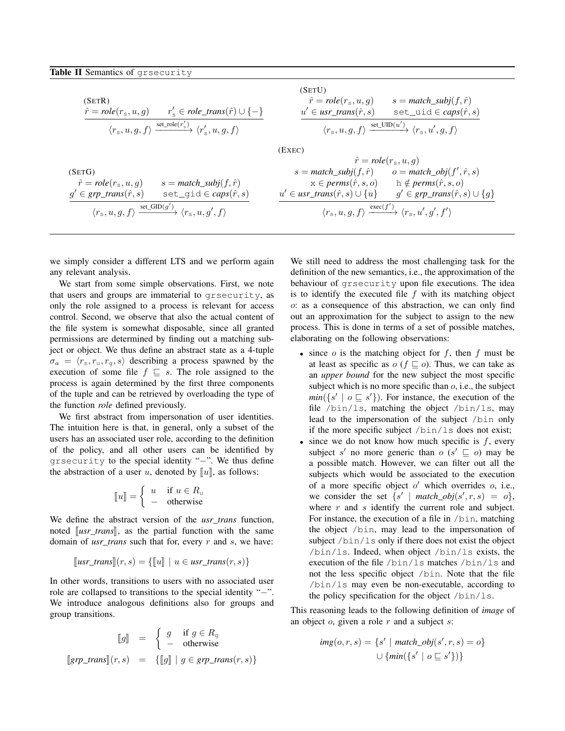**Table II** Semantics of `grsecurity`

(SETR)

$$\frac{\hat{r} = \textit{role}(r_s, u, g) \qquad r'_s \in \textit{role\_trans}(\hat{r}) \cup \{-\}}{\langle r_s, u, g, f\rangle \xrightarrow{\text{set\_role}(r'_s)} \langle r'_s, u, g, f\rangle}$$

(SETU)

$$\frac{\hat{r} = \textit{role}(r_s, u, g) \qquad s = \textit{match\_subj}(f, \hat{r}) \qquad u' \in \textit{usr\_trans}(\hat{r}, s) \qquad \texttt{set\_uid} \in \textit{caps}(\hat{r}, s)}{\langle r_s, u, g, f\rangle \xrightarrow{\text{set\_UID}(u')} \langle r_s, u', g, f\rangle}$$

(SETG)

$$\frac{\hat{r} = \textit{role}(r_s, u, g) \qquad s = \textit{match\_subj}(f, \hat{r}) \qquad g' \in \textit{grp\_trans}(\hat{r}, s) \qquad \texttt{set\_gid} \in \textit{caps}(\hat{r}, s)}{\langle r_s, u, g, f\rangle \xrightarrow{\text{set\_GID}(g')} \langle r_s, u, g', f\rangle}$$

(EXEC)

$$\frac{\begin{array}{c}\hat{r} = \textit{role}(r_s, u, g) \\ s = \textit{match\_subj}(f, \hat{r}) \qquad o = \textit{match\_obj}(f', \hat{r}, s) \\ \texttt{x} \in \textit{perms}(\hat{r}, s, o) \qquad \texttt{h} \notin \textit{perms}(\hat{r}, s, o) \\ u' \in \textit{usr\_trans}(\hat{r}, s) \cup \{u\} \qquad g' \in \textit{grp\_trans}(\hat{r}, s) \cup \{g\}\end{array}}{\langle r_s, u, g, f\rangle \xrightarrow{\text{exec}(f')} \langle r_s, u', g', f'\rangle}$$

we simply consider a different LTS and we perform again any relevant analysis.

We start from some simple observations. First, we note that users and groups are immaterial to `grsecurity`, as only the role assigned to a process is relevant for access control. Second, we observe that also the actual content of the file system is somewhat disposable, since all granted permissions are determined by finding out a matching subject or object. We thus define an abstract state as a 4-tuple $\sigma_a = \langle r_s, r_u, r_g, s\rangle$ describing a process spawned by the execution of some file $f \sqsubseteq s$. The role assigned to the process is again determined by the first three components of the tuple and can be retrieved by overloading the type of the function *role* defined previously.

We first abstract from impersonation of user identities. The intuition here is that, in general, only a subset of the users has an associated user role, according to the definition of the policy, and all other users can be identified by `grsecurity` to the special identity "$-$". We thus define the abstraction of a user $u$, denoted by $[\![u]\!]$, as follows:

$$[\![u]\!] = \begin{cases} u & \text{if } u \in R_u \\ - & \text{otherwise} \end{cases}$$

We define the abstract version of the *usr_trans* function, noted $[\![\textit{usr\_trans}]\!]$, as the partial function with the same domain of *usr_trans* such that for, every $r$ and $s$, we have:

$$[\![\textit{usr\_trans}]\!](r, s) = \{[\![u]\!] \mid u \in \textit{usr\_trans}(r, s)\}$$

In other words, transitions to users with no associated user role are collapsed to transitions to the special identity "$-$". We introduce analogous definitions also for groups and group transitions.

$$\begin{aligned} [\![g]\!] &= \begin{cases} g & \text{if } g \in R_g \\ - & \text{otherwise} \end{cases} \\ [\![\textit{grp\_trans}]\!](r, s) &= \{[\![g]\!] \mid g \in \textit{grp\_trans}(r, s)\} \end{aligned}$$

We still need to address the most challenging task for the definition of the new semantics, i.e., the approximation of the behaviour of `grsecurity` upon file executions. The idea is to identify the executed file $f$ with its matching object $o$: as a consequence of this abstraction, we can only find out an approximation for the subject to assign to the new process. This is done in terms of a set of possible matches, elaborating on the following observations:

- since $o$ is the matching object for $f$, then $f$ must be at least as specific as $o$ ($f \sqsubseteq o$). Thus, we can take as an *upper bound* for the new subject the most specific subject which is no more specific than $o$, i.e., the subject $\textit{min}(\{s' \mid o \sqsubseteq s'\})$. For instance, the execution of the file `/bin/ls`, matching the object `/bin/ls`, may lead to the impersonation of the subject `/bin` only if the more specific subject `/bin/ls` does not exist;
- since we do not know how much specific is $f$, every subject $s'$ no more generic than $o$ ($s' \sqsubseteq o$) may be a possible match. However, we can filter out all the subjects which would be associated to the execution of a more specific object $o'$ which overrides $o$, i.e., we consider the set $\{s' \mid \textit{match\_obj}(s', r, s) = o\}$, where $r$ and $s$ identify the current role and subject. For instance, the execution of a file in `/bin`, matching the object `/bin`, may lead to the impersonation of subject `/bin/ls` only if there does not exist the object `/bin/ls`. Indeed, when object `/bin/ls` exists, the execution of the file `/bin/ls` matches `/bin/ls` and not the less specific object `/bin`. Note that the file `/bin/ls` may even be non-executable, according to the policy specification for the object `/bin/ls`.

This reasoning leads to the following definition of *image* of an object $o$, given a role $r$ and a subject $s$:

$$\begin{aligned} \textit{img}(o, r, s) = &\{s' \mid \textit{match\_obj}(s', r, s) = o\} \\ &\cup \{\textit{min}(\{s' \mid o \sqsubseteq s'\})\} \end{aligned}$$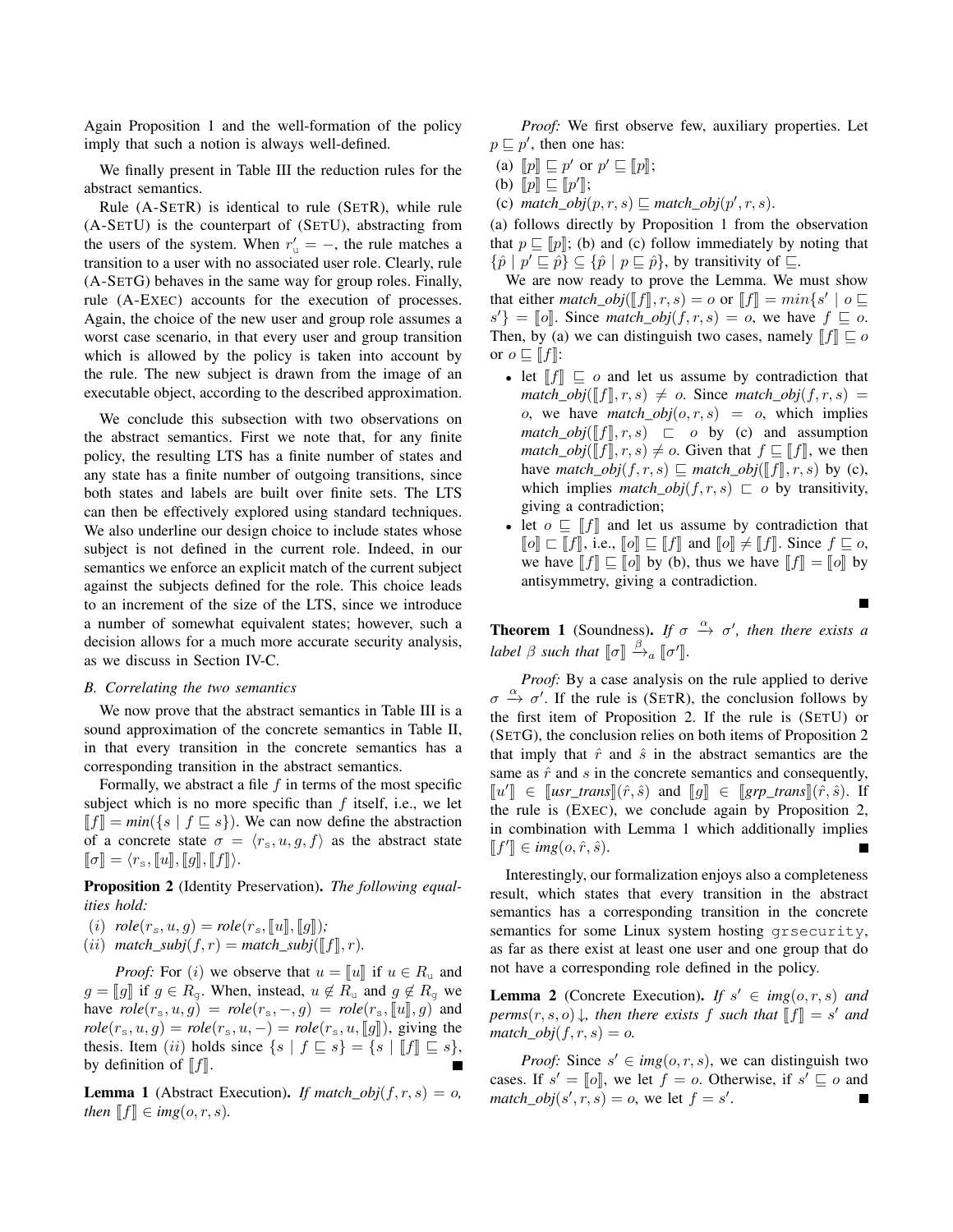Again Proposition 1 and the well-formation of the policy imply that such a notion is always well-defined.

We finally present in Table III the reduction rules for the abstract semantics.

Rule (A-SETR) is identical to rule (SETR), while rule (A-SETU) is the counterpart of (SETU), abstracting from the users of the system. When $r'_u = -$, the rule matches a transition to a user with no associated user role. Clearly, rule (A-SETG) behaves in the same way for group roles. Finally, rule (A-EXEC) accounts for the execution of processes. Again, the choice of the new user and group role assumes a worst case scenario, in that every user and group transition which is allowed by the policy is taken into account by the rule. The new subject is drawn from the image of an executable object, according to the described approximation.

We conclude this subsection with two observations on the abstract semantics. First we note that, for any finite policy, the resulting LTS has a finite number of states and any state has a finite number of outgoing transitions, since both states and labels are built over finite sets. The LTS can then be effectively explored using standard techniques. We also underline our design choice to include states whose subject is not defined in the current role. Indeed, in our semantics we enforce an explicit match of the current subject against the subjects defined for the role. This choice leads to an increment of the size of the LTS, since we introduce a number of somewhat equivalent states; however, such a decision allows for a much more accurate security analysis, as we discuss in Section IV-C.

### B. Correlating the two semantics

We now prove that the abstract semantics in Table III is a sound approximation of the concrete semantics in Table II, in that every transition in the concrete semantics has a corresponding transition in the abstract semantics.

Formally, we abstract a file $f$ in terms of the most specific subject which is no more specific than $f$ itself, i.e., we let $[\![f]\!] = min(\{s \mid f \sqsubseteq s\})$. We can now define the abstraction of a concrete state $\sigma = \langle r_s, u, g, f\rangle$ as the abstract state $[\![\sigma]\!] = \langle r_s, [\![u]\!], [\![g]\!], [\![f]\!]\rangle$.

**Proposition 2** (Identity Preservation). *The following equalities hold:*

$(i)$ $\mathit{role}(r_s, u, g) = \mathit{role}(r_s, [\![u]\!], [\![g]\!])$;

$(ii)$ $\mathit{match\_subj}(f, r) = \mathit{match\_subj}([\![f]\!], r)$.

*Proof:* For $(i)$ we observe that $u = [\![u]\!]$ if $u \in R_u$ and $g = [\![g]\!]$ if $g \in R_g$. When, instead, $u \notin R_u$ and $g \notin R_g$ we have $\mathit{role}(r_s, u, g) = \mathit{role}(r_s, -, g) = \mathit{role}(r_s, [\![u]\!], g)$ and $\mathit{role}(r_s, u, g) = \mathit{role}(r_s, u, -) = \mathit{role}(r_s, u, [\![g]\!])$, giving the thesis. Item $(ii)$ holds since $\{s \mid f \sqsubseteq s\} = \{s \mid [\![f]\!] \sqsubseteq s\}$, by definition of $[\![f]\!]$. ∎

**Lemma 1** (Abstract Execution). *If $\mathit{match\_obj}(f, r, s) = o$, then $[\![f]\!] \in \mathit{img}(o, r, s)$.*

*Proof:* We first observe few, auxiliary properties. Let $p \sqsubseteq p'$, then one has:

(a) $[\![p]\!] \sqsubseteq p'$ or $p' \sqsubseteq [\![p]\!]$;

(b) $[\![p]\!] \sqsubseteq [\![p']\!]$;

(c) $\mathit{match\_obj}(p, r, s) \sqsubseteq \mathit{match\_obj}(p', r, s)$.

(a) follows directly by Proposition 1 from the observation that $p \sqsubseteq [\![p]\!]$; (b) and (c) follow immediately by noting that $\{\hat{p} \mid p' \sqsubseteq \hat{p}\} \subseteq \{\hat{p} \mid p \sqsubseteq \hat{p}\}$, by transitivity of $\sqsubseteq$.

We are now ready to prove the Lemma. We must show that either $\mathit{match\_obj}([\![f]\!], r, s) = o$ or $[\![f]\!] = min\{s' \mid o \sqsubseteq s'\} = [\![o]\!]$. Since $\mathit{match\_obj}(f, r, s) = o$, we have $f \sqsubseteq o$. Then, by (a) we can distinguish two cases, namely $[\![f]\!] \sqsubseteq o$ or $o \sqsubseteq [\![f]\!]$:

- let $[\![f]\!] \sqsubseteq o$ and let us assume by contradiction that $\mathit{match\_obj}([\![f]\!], r, s) \neq o$. Since $\mathit{match\_obj}(f, r, s) = o$, we have $\mathit{match\_obj}(o, r, s) = o$, which implies $\mathit{match\_obj}([\![f]\!], r, s) \sqsubset o$ by (c) and assumption $\mathit{match\_obj}([\![f]\!], r, s) \neq o$. Given that $f \sqsubseteq [\![f]\!]$, we then have $\mathit{match\_obj}(f, r, s) \sqsubseteq \mathit{match\_obj}([\![f]\!], r, s)$ by (c), which implies $\mathit{match\_obj}(f, r, s) \sqsubset o$ by transitivity, giving a contradiction;
- let $o \sqsubseteq [\![f]\!]$ and let us assume by contradiction that $[\![o]\!] \sqsubset [\![f]\!]$, i.e., $[\![o]\!] \sqsubseteq [\![f]\!]$ and $[\![o]\!] \neq [\![f]\!]$. Since $f \sqsubseteq o$, we have $[\![f]\!] \sqsubseteq [\![o]\!]$ by (b), thus we have $[\![f]\!] = [\![o]\!]$ by antisymmetry, giving a contradiction.

∎

**Theorem 1** (Soundness). *If $\sigma \xrightarrow{\alpha} \sigma'$, then there exists a label $\beta$ such that $[\![\sigma]\!] \xrightarrow{\beta}_a [\![\sigma']\!]$.*

*Proof:* By a case analysis on the rule applied to derive $\sigma \xrightarrow{\alpha} \sigma'$. If the rule is (SETR), the conclusion follows by the first item of Proposition 2. If the rule is (SETU) or (SETG), the conclusion relies on both items of Proposition 2 that imply that $\hat{r}$ and $\hat{s}$ in the abstract semantics are the same as $\hat{r}$ and $s$ in the concrete semantics and consequently, $[\![u']\!] \in [\![\mathit{usr\_trans}]\!](\hat{r}, \hat{s})$ and $[\![g]\!] \in [\![\mathit{grp\_trans}]\!](\hat{r}, \hat{s})$. If the rule is (EXEC), we conclude again by Proposition 2, in combination with Lemma 1 which additionally implies $[\![f']\!] \in \mathit{img}(o, \hat{r}, \hat{s})$. ∎

Interestingly, our formalization enjoys also a completeness result, which states that every transition in the abstract semantics has a corresponding transition in the concrete semantics for some Linux system hosting `grsecurity`, as far as there exist at least one user and one group that do not have a corresponding role defined in the policy.

**Lemma 2** (Concrete Execution). *If $s' \in \mathit{img}(o, r, s)$ and $\mathit{perms}(r, s, o)\downarrow$, then there exists $f$ such that $[\![f]\!] = s'$ and $\mathit{match\_obj}(f, r, s) = o$.*

*Proof:* Since $s' \in \mathit{img}(o, r, s)$, we can distinguish two cases. If $s' = [\![o]\!]$, we let $f = o$. Otherwise, if $s' \sqsubseteq o$ and $\mathit{match\_obj}(s', r, s) = o$, we let $f = s'$. ∎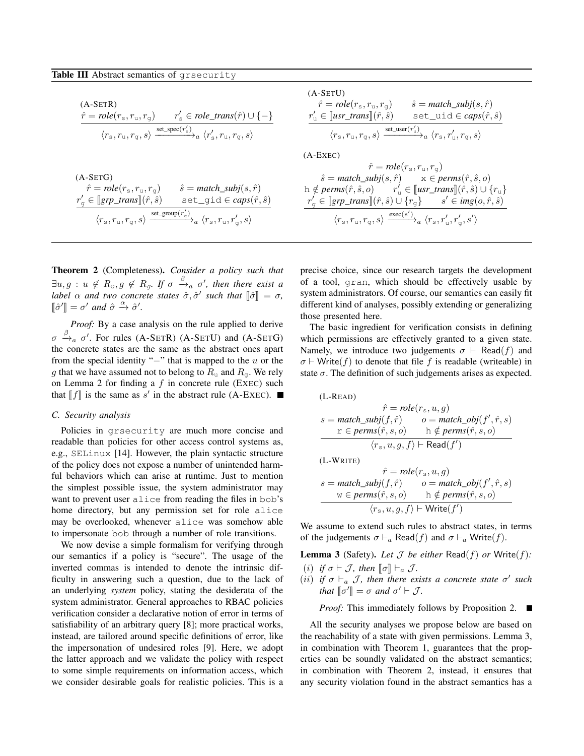**Table III** Abstract semantics of `grsecurity`

(A-SetR)
$$\frac{\hat{r} = \textit{role}(r_s, r_u, r_g) \qquad r'_s \in \textit{role\_trans}(\hat{r}) \cup \{-\}}{\langle r_s, r_u, r_g, s\rangle \xrightarrow{\text{set\_spec}(r'_s)}_a \langle r'_s, r_u, r_g, s\rangle}$$

(A-SetU)
$$\frac{\hat{r} = \textit{role}(r_s, r_u, r_g) \qquad \hat{s} = \textit{match\_subj}(s, \hat{r}) \qquad r'_u \in [\![\textit{usr\_trans}]\!](\hat{r}, \hat{s}) \qquad \texttt{set\_uid} \in \textit{caps}(\hat{r}, \hat{s})}{\langle r_s, r_u, r_g, s\rangle \xrightarrow{\text{set\_user}(r'_u)}_a \langle r_s, r'_u, r_g, s\rangle}$$

(A-SetG)
$$\frac{\hat{r} = \textit{role}(r_s, r_u, r_g) \qquad \hat{s} = \textit{match\_subj}(s, \hat{r}) \qquad r'_g \in [\![\textit{grp\_trans}]\!](\hat{r}, \hat{s}) \qquad \texttt{set\_gid} \in \textit{caps}(\hat{r}, \hat{s})}{\langle r_s, r_u, r_g, s\rangle \xrightarrow{\text{set\_group}(r'_g)}_a \langle r_s, r_u, r'_g, s\rangle}$$

(A-Exec)
$$\frac{\begin{array}{c}\hat{r} = \textit{role}(r_s, r_u, r_g) \\ \hat{s} = \textit{match\_subj}(s, \hat{r}) \qquad \texttt{x} \in \textit{perms}(\hat{r}, \hat{s}, o) \\ \texttt{h} \notin \textit{perms}(\hat{r}, \hat{s}, o) \qquad r'_u \in [\![\textit{usr\_trans}]\!](\hat{r}, \hat{s}) \cup \{r_u\} \\ r'_g \in [\![\textit{grp\_trans}]\!](\hat{r}, \hat{s}) \cup \{r_g\} \qquad s' \in \textit{img}(o, \hat{r}, \hat{s})\end{array}}{\langle r_s, r_u, r_g, s\rangle \xrightarrow{\text{exec}(s')}_a \langle r_s, r'_u, r'_g, s'\rangle}$$

**Theorem 2** (Completeness). *Consider a policy such that $\exists u, g : u \notin R_u, g \notin R_g$. If $\sigma \xrightarrow{\beta}_a \sigma'$, then there exist a label $\alpha$ and two concrete states $\hat{\sigma}, \hat{\sigma}'$ such that $[\![\hat{\sigma}]\!] = \sigma$, $[\![\hat{\sigma}']\!] = \sigma'$ and $\hat{\sigma} \xrightarrow{\alpha} \hat{\sigma}'$.*

*Proof:* By a case analysis on the rule applied to derive $\sigma \xrightarrow{\beta}_a \sigma'$. For rules (A-SetR) (A-SetU) and (A-SetG) the concrete states are the same as the abstract ones apart from the special identity "$-$" that is mapped to the $u$ or the $g$ that we have assumed not to belong to $R_u$ and $R_g$. We rely on Lemma 2 for finding a $f$ in concrete rule (Exec) such that $[\![f]\!]$ is the same as $s'$ in the abstract rule (A-Exec). ∎

### C. Security analysis

Policies in `grsecurity` are much more concise and readable than policies for other access control systems as, e.g., `SELinux` [14]. However, the plain syntactic structure of the policy does not expose a number of unintended harmful behaviors which can arise at runtime. Just to mention the simplest possible issue, the system administrator may want to prevent user `alice` from reading the files in `bob`'s home directory, but any permission set for role `alice` may be overlooked, whenever `alice` was somehow able to impersonate `bob` through a number of role transitions.

We now devise a simple formalism for verifying through our semantics if a policy is "secure". The usage of the inverted commas is intended to denote the intrinsic difficulty in answering such a question, due to the lack of an underlying *system* policy, stating the desiderata of the system administrator. General approaches to RBAC policies verification consider a declarative notion of error in terms of satisfiability of an arbitrary query [8]; more practical works, instead, are tailored around specific definitions of error, like the impersonation of undesired roles [9]. Here, we adopt the latter approach and we validate the policy with respect to some simple requirements on information access, which we consider desirable goals for realistic policies. This is a precise choice, since our research targets the development of a tool, `gran`, which should be effectively usable by system administrators. Of course, our semantics can easily fit different kind of analyses, possibly extending or generalizing those presented here.

The basic ingredient for verification consists in defining which permissions are effectively granted to a given state. Namely, we introduce two judgements $\sigma \vdash \mathsf{Read}(f)$ and $\sigma \vdash \mathsf{Write}(f)$ to denote that file $f$ is readable (writeable) in state $\sigma$. The definition of such judgements arises as expected.

(L-Read)
$$\frac{\begin{array}{c}\hat{r} = \textit{role}(r_s, u, g) \\ s = \textit{match\_subj}(f, \hat{r}) \qquad o = \textit{match\_obj}(f', \hat{r}, s) \\ \texttt{r} \in \textit{perms}(\hat{r}, s, o) \qquad \texttt{h} \notin \textit{perms}(\hat{r}, s, o)\end{array}}{\langle r_s, u, g, f\rangle \vdash \mathsf{Read}(f')}$$

(L-Write)
$$\frac{\begin{array}{c}\hat{r} = \textit{role}(r_s, u, g) \\ s = \textit{match\_subj}(f, \hat{r}) \qquad o = \textit{match\_obj}(f', \hat{r}, s) \\ \texttt{w} \in \textit{perms}(\hat{r}, s, o) \qquad \texttt{h} \notin \textit{perms}(\hat{r}, s, o)\end{array}}{\langle r_s, u, g, f\rangle \vdash \mathsf{Write}(f')}$$

We assume to extend such rules to abstract states, in terms of the judgements $\sigma \vdash_a \mathsf{Read}(f)$ and $\sigma \vdash_a \mathsf{Write}(f)$.

**Lemma 3** (Safety). *Let $\mathcal{J}$ be either $\mathsf{Read}(f)$ or $\mathsf{Write}(f)$:*

($i$) *if $\sigma \vdash \mathcal{J}$, then $[\![\sigma]\!] \vdash_a \mathcal{J}$.*

($ii$) *if $\sigma \vdash_a \mathcal{J}$, then there exists a concrete state $\sigma'$ such that $[\![\sigma']\!] = \sigma$ and $\sigma' \vdash \mathcal{J}$.*

*Proof:* This immediately follows by Proposition 2. ∎

All the security analyses we propose below are based on the reachability of a state with given permissions. Lemma 3, in combination with Theorem 1, guarantees that the properties can be soundly validated on the abstract semantics; in combination with Theorem 2, instead, it ensures that any security violation found in the abstract semantics has a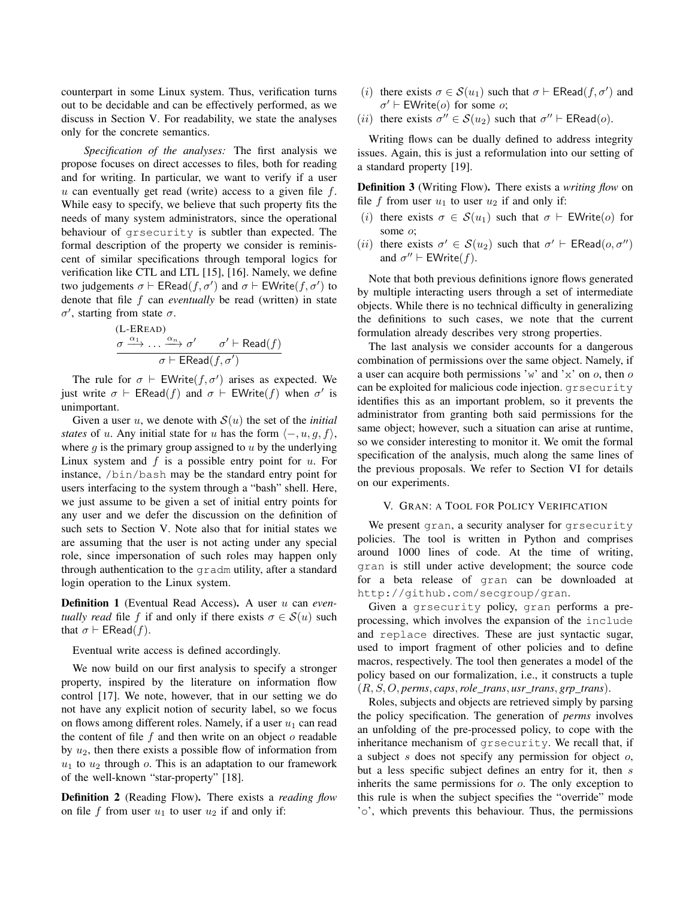counterpart in some Linux system. Thus, verification turns out to be decidable and can be effectively performed, as we discuss in Section V. For readability, we state the analyses only for the concrete semantics.

*Specification of the analyses:* The first analysis we propose focuses on direct accesses to files, both for reading and for writing. In particular, we want to verify if a user $u$ can eventually get read (write) access to a given file $f$. While easy to specify, we believe that such property fits the needs of many system administrators, since the operational behaviour of `grsecurity` is subtler than expected. The formal description of the property we consider is reminiscent of similar specifications through temporal logics for verification like CTL and LTL [15], [16]. Namely, we define two judgements $\sigma \vdash \mathsf{ERead}(f, \sigma')$ and $\sigma \vdash \mathsf{EWrite}(f, \sigma')$ to denote that file $f$ can *eventually* be read (written) in state $\sigma'$, starting from state $\sigma$.

$$\text{(L-ERead)}\quad \frac{\sigma \xrightarrow{\alpha_1} \ldots \xrightarrow{\alpha_n} \sigma' \qquad \sigma' \vdash \mathsf{Read}(f)}{\sigma \vdash \mathsf{ERead}(f, \sigma')}$$

The rule for $\sigma \vdash \mathsf{EWrite}(f, \sigma')$ arises as expected. We just write $\sigma \vdash \mathsf{ERead}(f)$ and $\sigma \vdash \mathsf{EWrite}(f)$ when $\sigma'$ is unimportant.

Given a user $u$, we denote with $\mathcal{S}(u)$ the set of the *initial states* of $u$. Any initial state for $u$ has the form $\langle -, u, g, f \rangle$, where $g$ is the primary group assigned to $u$ by the underlying Linux system and $f$ is a possible entry point for $u$. For instance, `/bin/bash` may be the standard entry point for users interfacing to the system through a "bash" shell. Here, we just assume to be given a set of initial entry points for any user and we defer the discussion on the definition of such sets to Section V. Note also that for initial states we are assuming that the user is not acting under any special role, since impersonation of such roles may happen only through authentication to the `gradm` utility, after a standard login operation to the Linux system.

**Definition 1** (Eventual Read Access)**.** A user $u$ can *eventually read* file $f$ if and only if there exists $\sigma \in \mathcal{S}(u)$ such that $\sigma \vdash \mathsf{ERead}(f)$.

Eventual write access is defined accordingly.

We now build on our first analysis to specify a stronger property, inspired by the literature on information flow control [17]. We note, however, that in our setting we do not have any explicit notion of security label, so we focus on flows among different roles. Namely, if a user $u_1$ can read the content of file $f$ and then write on an object $o$ readable by $u_2$, then there exists a possible flow of information from $u_1$ to $u_2$ through $o$. This is an adaptation to our framework of the well-known "star-property" [18].

**Definition 2** (Reading Flow)**.** There exists a *reading flow* on file $f$ from user $u_1$ to user $u_2$ if and only if:

$(i)$ there exists $\sigma \in \mathcal{S}(u_1)$ such that $\sigma \vdash \mathsf{ERead}(f, \sigma')$ and $\sigma' \vdash \mathsf{EWrite}(o)$ for some $o$;

$(ii)$ there exists $\sigma'' \in \mathcal{S}(u_2)$ such that $\sigma'' \vdash \mathsf{ERead}(o)$.

Writing flows can be dually defined to address integrity issues. Again, this is just a reformulation into our setting of a standard property [19].

**Definition 3** (Writing Flow)**.** There exists a *writing flow* on file $f$ from user $u_1$ to user $u_2$ if and only if:

$(i)$ there exists $\sigma \in \mathcal{S}(u_1)$ such that $\sigma \vdash \mathsf{EWrite}(o)$ for some $o$;

$(ii)$ there exists $\sigma' \in \mathcal{S}(u_2)$ such that $\sigma' \vdash \mathsf{ERead}(o, \sigma'')$ and $\sigma'' \vdash \mathsf{EWrite}(f)$.

Note that both previous definitions ignore flows generated by multiple interacting users through a set of intermediate objects. While there is no technical difficulty in generalizing the definitions to such cases, we note that the current formulation already describes very strong properties.

The last analysis we consider accounts for a dangerous combination of permissions over the same object. Namely, if a user can acquire both permissions 'w' and 'x' on $o$, then $o$ can be exploited for malicious code injection. `grsecurity` identifies this as an important problem, so it prevents the administrator from granting both said permissions for the same object; however, such a situation can arise at runtime, so we consider interesting to monitor it. We omit the formal specification of the analysis, much along the same lines of the previous proposals. We refer to Section VI for details on our experiments.

## V. Gran: A Tool for Policy Verification

We present `gran`, a security analyser for `grsecurity` policies. The tool is written in Python and comprises around 1000 lines of code. At the time of writing, `gran` is still under active development; the source code for a beta release of `gran` can be downloaded at `http://github.com/secgroup/gran`.

Given a `grsecurity` policy, `gran` performs a pre-processing, which involves the expansion of the `include` and `replace` directives. These are just syntactic sugar, used to import fragment of other policies and to define macros, respectively. The tool then generates a model of the policy based on our formalization, i.e., it constructs a tuple $(R, S, O, \mathit{perms}, \mathit{caps}, \mathit{role\_trans}, \mathit{usr\_trans}, \mathit{grp\_trans})$.

Roles, subjects and objects are retrieved simply by parsing the policy specification. The generation of *perms* involves an unfolding of the pre-processed policy, to cope with the inheritance mechanism of `grsecurity`. We recall that, if a subject $s$ does not specify any permission for object $o$, but a less specific subject defines an entry for it, then $s$ inherits the same permissions for $o$. The only exception to this rule is when the subject specifies the "override" mode 'o', which prevents this behaviour. Thus, the permissions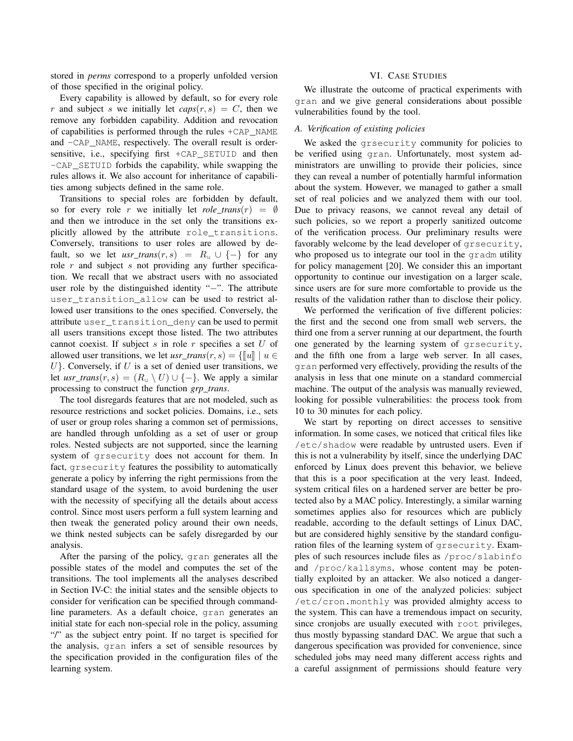stored in *perms* correspond to a properly unfolded version of those specified in the original policy.

Every capability is allowed by default, so for every role $r$ and subject $s$ we initially let $\mathit{caps}(r, s) = C$, then we remove any forbidden capability. Addition and revocation of capabilities is performed through the rules `+CAP_NAME` and `-CAP_NAME`, respectively. The overall result is order-sensitive, i.e., specifying first `+CAP_SETUID` and then `-CAP_SETUID` forbids the capability, while swapping the rules allows it. We also account for inheritance of capabilities among subjects defined in the same role.

Transitions to special roles are forbidden by default, so for every role $r$ we initially let $\mathit{role\_trans}(r) = \emptyset$ and then we introduce in the set only the transitions explicitly allowed by the attribute `role_transitions`. Conversely, transitions to user roles are allowed by default, so we let $\mathit{usr\_trans}(r, s) = R_u \cup \{-\}$ for any role $r$ and subject $s$ not providing any further specification. We recall that we abstract users with no associated user role by the distinguished identity "$-$". The attribute `user_transition_allow` can be used to restrict allowed user transitions to the ones specified. Conversely, the attribute `user_transition_deny` can be used to permit all users transitions except those listed. The two attributes cannot coexist. If subject $s$ in role $r$ specifies a set $U$ of allowed user transitions, we let $\mathit{usr\_trans}(r, s) = \{[\![u]\!] \mid u \in U\}$. Conversely, if $U$ is a set of denied user transitions, we let $\mathit{usr\_trans}(r, s) = (R_u \setminus U) \cup \{-\}$. We apply a similar processing to construct the function *grp_trans*.

The tool disregards features that are not modeled, such as resource restrictions and socket policies. Domains, i.e., sets of user or group roles sharing a common set of permissions, are handled through unfolding as a set of user or group roles. Nested subjects are not supported, since the learning system of `grsecurity` does not account for them. In fact, `grsecurity` features the possibility to automatically generate a policy by inferring the right permissions from the standard usage of the system, to avoid burdening the user with the necessity of specifying all the details about access control. Since most users perform a full system learning and then tweak the generated policy around their own needs, we think nested subjects can be safely disregarded by our analysis.

After the parsing of the policy, `gran` generates all the possible states of the model and computes the set of the transitions. The tool implements all the analyses described in Section IV-C: the initial states and the sensible objects to consider for verification can be specified through commandline parameters. As a default choice, `gran` generates an initial state for each non-special role in the policy, assuming "/" as the subject entry point. If no target is specified for the analysis, `gran` infers a set of sensible resources by the specification provided in the configuration files of the learning system.

## VI. Case Studies

We illustrate the outcome of practical experiments with `gran` and we give general considerations about possible vulnerabilities found by the tool.

### A. Verification of existing policies

We asked the `grsecurity` community for policies to be verified using `gran`. Unfortunately, most system administrators are unwilling to provide their policies, since they can reveal a number of potentially harmful information about the system. However, we managed to gather a small set of real policies and we analyzed them with our tool. Due to privacy reasons, we cannot reveal any detail of such policies, so we report a properly sanitized outcome of the verification process. Our preliminary results were favorably welcome by the lead developer of `grsecurity`, who proposed us to integrate our tool in the `gradm` utility for policy management [20]. We consider this an important opportunity to continue our investigation on a larger scale, since users are for sure more comfortable to provide us the results of the validation rather than to disclose their policy.

We performed the verification of five different policies: the first and the second one from small web servers, the third one from a server running at our department, the fourth one generated by the learning system of `grsecurity`, and the fifth one from a large web server. In all cases, `gran` performed very effectively, providing the results of the analysis in less that one minute on a standard commercial machine. The output of the analysis was manually reviewed, looking for possible vulnerabilities: the process took from 10 to 30 minutes for each policy.

We start by reporting on direct accesses to sensitive information. In some cases, we noticed that critical files like `/etc/shadow` were readable by untrusted users. Even if this is not a vulnerability by itself, since the underlying DAC enforced by Linux does prevent this behavior, we believe that this is a poor specification at the very least. Indeed, system critical files on a hardened server are better be protected also by a MAC policy. Interestingly, a similar warning sometimes applies also for resources which are publicly readable, according to the default settings of Linux DAC, but are considered highly sensitive by the standard configuration files of the learning system of `grsecurity`. Examples of such resources include files as `/proc/slabinfo` and `/proc/kallsyms`, whose content may be potentially exploited by an attacker. We also noticed a dangerous specification in one of the analyzed policies: subject `/etc/cron.monthly` was provided almighty access to the system. This can have a tremendous impact on security, since cronjobs are usually executed with `root` privileges, thus mostly bypassing standard DAC. We argue that such a dangerous specification was provided for convenience, since scheduled jobs may need many different access rights and a careful assignment of permissions should feature very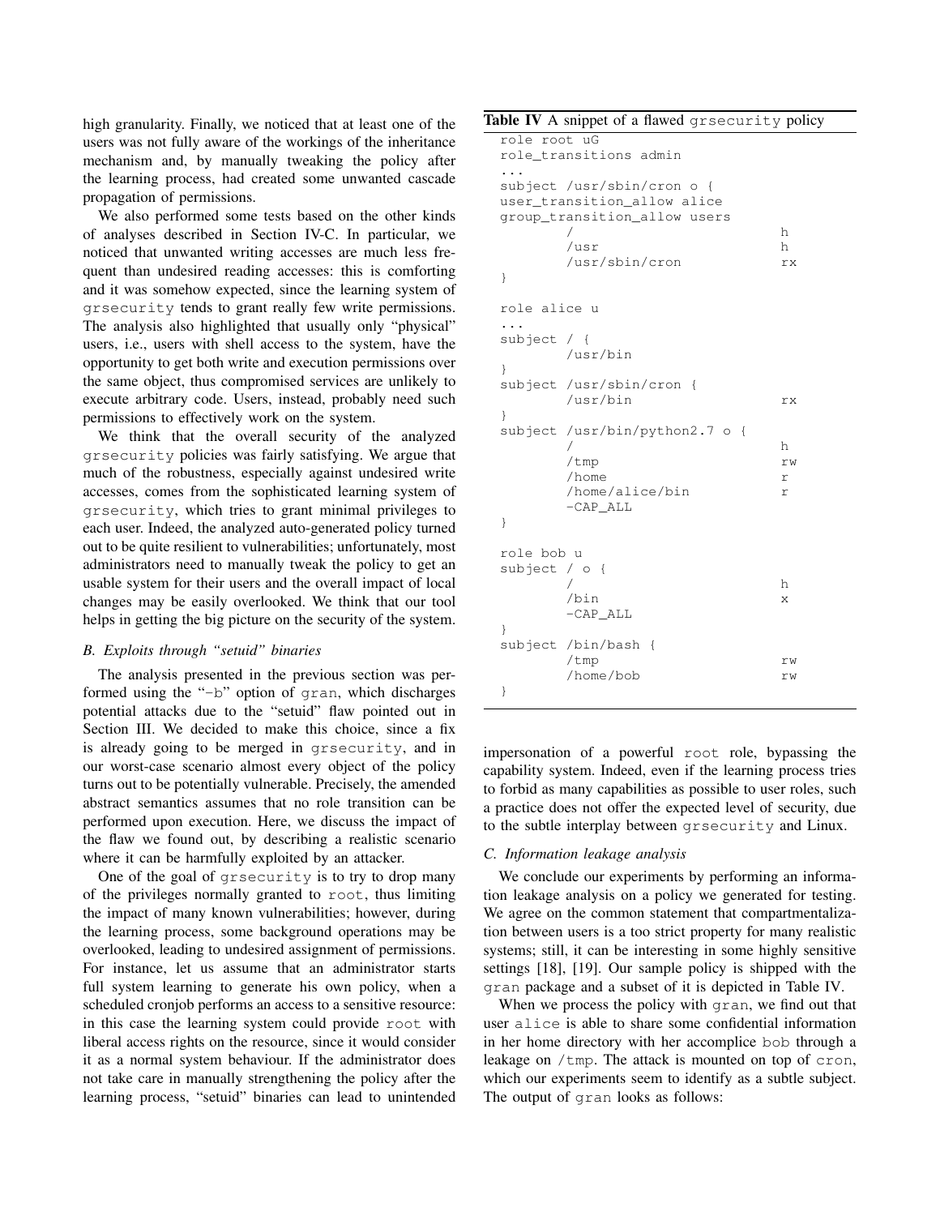high granularity. Finally, we noticed that at least one of the users was not fully aware of the workings of the inheritance mechanism and, by manually tweaking the policy after the learning process, had created some unwanted cascade propagation of permissions.

We also performed some tests based on the other kinds of analyses described in Section IV-C. In particular, we noticed that unwanted writing accesses are much less frequent than undesired reading accesses: this is comforting and it was somehow expected, since the learning system of `grsecurity` tends to grant really few write permissions. The analysis also highlighted that usually only "physical" users, i.e., users with shell access to the system, have the opportunity to get both write and execution permissions over the same object, thus compromised services are unlikely to execute arbitrary code. Users, instead, probably need such permissions to effectively work on the system.

We think that the overall security of the analyzed `grsecurity` policies was fairly satisfying. We argue that much of the robustness, especially against undesired write accesses, comes from the sophisticated learning system of `grsecurity`, which tries to grant minimal privileges to each user. Indeed, the analyzed auto-generated policy turned out to be quite resilient to vulnerabilities; unfortunately, most administrators need to manually tweak the policy to get an usable system for their users and the overall impact of local changes may be easily overlooked. We think that our tool helps in getting the big picture on the security of the system.

### *B. Exploits through "setuid" binaries*

The analysis presented in the previous section was performed using the "`-b`" option of `gran`, which discharges potential attacks due to the "setuid" flaw pointed out in Section III. We decided to make this choice, since a fix is already going to be merged in `grsecurity`, and in our worst-case scenario almost every object of the policy turns out to be potentially vulnerable. Precisely, the amended abstract semantics assumes that no role transition can be performed upon execution. Here, we discuss the impact of the flaw we found out, by describing a realistic scenario where it can be harmfully exploited by an attacker.

One of the goal of `grsecurity` is to try to drop many of the privileges normally granted to `root`, thus limiting the impact of many known vulnerabilities; however, during the learning process, some background operations may be overlooked, leading to undesired assignment of permissions. For instance, let us assume that an administrator starts full system learning to generate his own policy, when a scheduled cronjob performs an access to a sensitive resource: in this case the learning system could provide `root` with liberal access rights on the resource, since it would consider it as a normal system behaviour. If the administrator does not take care in manually strengthening the policy after the learning process, "setuid" binaries can lead to unintended impersonation of a powerful `root` role, bypassing the capability system. Indeed, even if the learning process tries to forbid as many capabilities as possible to user roles, such a practice does not offer the expected level of security, due to the subtle interplay between `grsecurity` and Linux.

**Table IV** A snippet of a flawed `grsecurity` policy

```
role root uG
role_transitions admin
...
subject /usr/sbin/cron o {
user_transition_allow alice
group_transition_allow users
        /                       h
        /usr                    h
        /usr/sbin/cron          rx
}

role alice u
...
subject / {
        /usr/bin
}
subject /usr/sbin/cron {
        /usr/bin                rx
}
subject /usr/bin/python2.7 o {
        /                       h
        /tmp                    rw
        /home                   r
        /home/alice/bin         r
        -CAP_ALL
}

role bob u
subject / o {
        /                       h
        /bin                    x
        -CAP_ALL
}
subject /bin/bash {
        /tmp                    rw
        /home/bob               rw
}
```

### *C. Information leakage analysis*

We conclude our experiments by performing an information leakage analysis on a policy we generated for testing. We agree on the common statement that compartmentalization between users is a too strict property for many realistic systems; still, it can be interesting in some highly sensitive settings [18], [19]. Our sample policy is shipped with the `gran` package and a subset of it is depicted in Table IV.

When we process the policy with `gran`, we find out that user `alice` is able to share some confidential information in her home directory with her accomplice `bob` through a leakage on `/tmp`. The attack is mounted on top of `cron`, which our experiments seem to identify as a subtle subject. The output of `gran` looks as follows: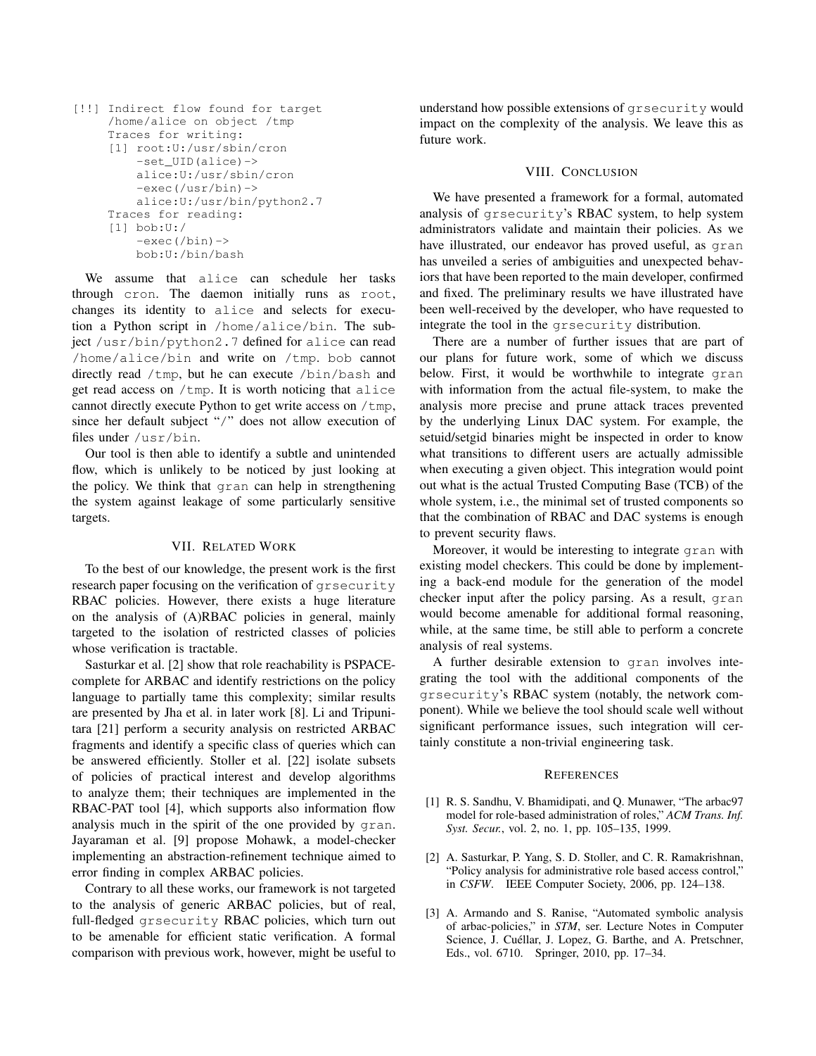```
[!!] Indirect flow found for target
     /home/alice on object /tmp
     Traces for writing:
     [1] root:U:/usr/sbin/cron
         -set_UID(alice)->
         alice:U:/usr/sbin/cron
         -exec(/usr/bin)->
         alice:U:/usr/bin/python2.7
     Traces for reading:
     [1] bob:U:/
         -exec(/bin)->
         bob:U:/bin/bash
```

We assume that `alice` can schedule her tasks through `cron`. The daemon initially runs as `root`, changes its identity to `alice` and selects for execution a Python script in /home/alice/bin. The subject /usr/bin/python2.7 defined for `alice` can read /home/alice/bin and write on /tmp. `bob` cannot directly read /tmp, but he can execute /bin/bash and get read access on /tmp. It is worth noticing that `alice` cannot directly execute Python to get write access on /tmp, since her default subject "/" does not allow execution of files under /usr/bin.

Our tool is then able to identify a subtle and unintended flow, which is unlikely to be noticed by just looking at the policy. We think that `gran` can help in strengthening the system against leakage of some particularly sensitive targets.

## VII. Related Work

To the best of our knowledge, the present work is the first research paper focusing on the verification of `grsecurity` RBAC policies. However, there exists a huge literature on the analysis of (A)RBAC policies in general, mainly targeted to the isolation of restricted classes of policies whose verification is tractable.

Sasturkar et al. [2] show that role reachability is PSPACE-complete for ARBAC and identify restrictions on the policy language to partially tame this complexity; similar results are presented by Jha et al. in later work [8]. Li and Tripunitara [21] perform a security analysis on restricted ARBAC fragments and identify a specific class of queries which can be answered efficiently. Stoller et al. [22] isolate subsets of policies of practical interest and develop algorithms to analyze them; their techniques are implemented in the RBAC-PAT tool [4], which supports also information flow analysis much in the spirit of the one provided by `gran`. Jayaraman et al. [9] propose Mohawk, a model-checker implementing an abstraction-refinement technique aimed to error finding in complex ARBAC policies.

Contrary to all these works, our framework is not targeted to the analysis of generic ARBAC policies, but of real, full-fledged `grsecurity` RBAC policies, which turn out to be amenable for efficient static verification. A formal comparison with previous work, however, might be useful to understand how possible extensions of `grsecurity` would impact on the complexity of the analysis. We leave this as future work.

## VIII. Conclusion

We have presented a framework for a formal, automated analysis of `grsecurity`'s RBAC system, to help system administrators validate and maintain their policies. As we have illustrated, our endeavor has proved useful, as `gran` has unveiled a series of ambiguities and unexpected behaviors that have been reported to the main developer, confirmed and fixed. The preliminary results we have illustrated have been well-received by the developer, who have requested to integrate the tool in the `grsecurity` distribution.

There are a number of further issues that are part of our plans for future work, some of which we discuss below. First, it would be worthwhile to integrate `gran` with information from the actual file-system, to make the analysis more precise and prune attack traces prevented by the underlying Linux DAC system. For example, the setuid/setgid binaries might be inspected in order to know what transitions to different users are actually admissible when executing a given object. This integration would point out what is the actual Trusted Computing Base (TCB) of the whole system, i.e., the minimal set of trusted components so that the combination of RBAC and DAC systems is enough to prevent security flaws.

Moreover, it would be interesting to integrate `gran` with existing model checkers. This could be done by implementing a back-end module for the generation of the model checker input after the policy parsing. As a result, `gran` would become amenable for additional formal reasoning, while, at the same time, be still able to perform a concrete analysis of real systems.

A further desirable extension to `gran` involves integrating the tool with the additional components of the `grsecurity`'s RBAC system (notably, the network component). While we believe the tool should scale well without significant performance issues, such integration will certainly constitute a non-trivial engineering task.

## References

[1] R. S. Sandhu, V. Bhamidipati, and Q. Munawer, "The arbac97 model for role-based administration of roles," *ACM Trans. Inf. Syst. Secur.*, vol. 2, no. 1, pp. 105–135, 1999.

[2] A. Sasturkar, P. Yang, S. D. Stoller, and C. R. Ramakrishnan, "Policy analysis for administrative role based access control," in *CSFW*. IEEE Computer Society, 2006, pp. 124–138.

[3] A. Armando and S. Ranise, "Automated symbolic analysis of arbac-policies," in *STM*, ser. Lecture Notes in Computer Science, J. Cuéllar, J. Lopez, G. Barthe, and A. Pretschner, Eds., vol. 6710. Springer, 2010, pp. 17–34.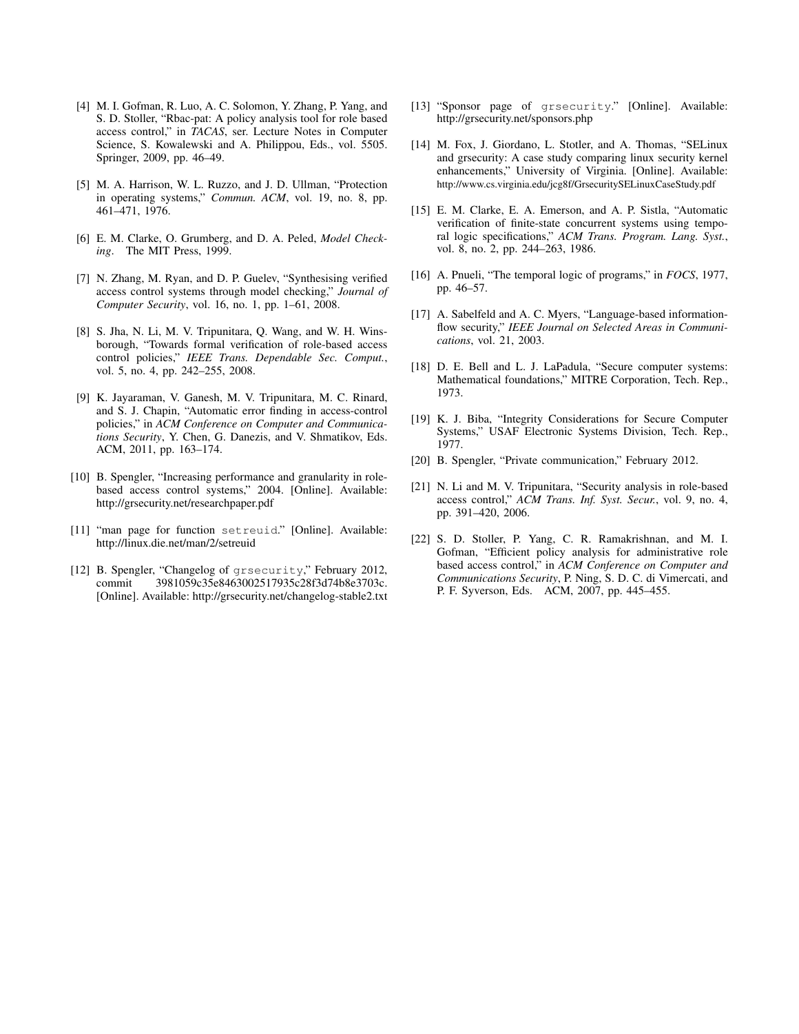[4] M. I. Gofman, R. Luo, A. C. Solomon, Y. Zhang, P. Yang, and S. D. Stoller, "Rbac-pat: A policy analysis tool for role based access control," in *TACAS*, ser. Lecture Notes in Computer Science, S. Kowalewski and A. Philippou, Eds., vol. 5505. Springer, 2009, pp. 46–49.

[5] M. A. Harrison, W. L. Ruzzo, and J. D. Ullman, "Protection in operating systems," *Commun. ACM*, vol. 19, no. 8, pp. 461–471, 1976.

[6] E. M. Clarke, O. Grumberg, and D. A. Peled, *Model Checking*. The MIT Press, 1999.

[7] N. Zhang, M. Ryan, and D. P. Guelev, "Synthesising verified access control systems through model checking," *Journal of Computer Security*, vol. 16, no. 1, pp. 1–61, 2008.

[8] S. Jha, N. Li, M. V. Tripunitara, Q. Wang, and W. H. Winsborough, "Towards formal verification of role-based access control policies," *IEEE Trans. Dependable Sec. Comput.*, vol. 5, no. 4, pp. 242–255, 2008.

[9] K. Jayaraman, V. Ganesh, M. V. Tripunitara, M. C. Rinard, and S. J. Chapin, "Automatic error finding in access-control policies," in *ACM Conference on Computer and Communications Security*, Y. Chen, G. Danezis, and V. Shmatikov, Eds. ACM, 2011, pp. 163–174.

[10] B. Spengler, "Increasing performance and granularity in role-based access control systems," 2004. [Online]. Available: http://grsecurity.net/researchpaper.pdf

[11] "man page for function `setreuid`." [Online]. Available: http://linux.die.net/man/2/setreuid

[12] B. Spengler, "Changelog of `grsecurity`," February 2012, commit 3981059c35e8463002517935c28f3d74b8e3703c. [Online]. Available: http://grsecurity.net/changelog-stable2.txt

[13] "Sponsor page of `grsecurity`." [Online]. Available: http://grsecurity.net/sponsors.php

[14] M. Fox, J. Giordano, L. Stotler, and A. Thomas, "SELinux and grsecurity: A case study comparing linux security kernel enhancements," University of Virginia. [Online]. Available: http://www.cs.virginia.edu/jcg8f/GrsecuritySELinuxCaseStudy.pdf

[15] E. M. Clarke, E. A. Emerson, and A. P. Sistla, "Automatic verification of finite-state concurrent systems using temporal logic specifications," *ACM Trans. Program. Lang. Syst.*, vol. 8, no. 2, pp. 244–263, 1986.

[16] A. Pnueli, "The temporal logic of programs," in *FOCS*, 1977, pp. 46–57.

[17] A. Sabelfeld and A. C. Myers, "Language-based information-flow security," *IEEE Journal on Selected Areas in Communications*, vol. 21, 2003.

[18] D. E. Bell and L. J. LaPadula, "Secure computer systems: Mathematical foundations," MITRE Corporation, Tech. Rep., 1973.

[19] K. J. Biba, "Integrity Considerations for Secure Computer Systems," USAF Electronic Systems Division, Tech. Rep., 1977.

[20] B. Spengler, "Private communication," February 2012.

[21] N. Li and M. V. Tripunitara, "Security analysis in role-based access control," *ACM Trans. Inf. Syst. Secur.*, vol. 9, no. 4, pp. 391–420, 2006.

[22] S. D. Stoller, P. Yang, C. R. Ramakrishnan, and M. I. Gofman, "Efficient policy analysis for administrative role based access control," in *ACM Conference on Computer and Communications Security*, P. Ning, S. D. C. di Vimercati, and P. F. Syverson, Eds. ACM, 2007, pp. 445–455.